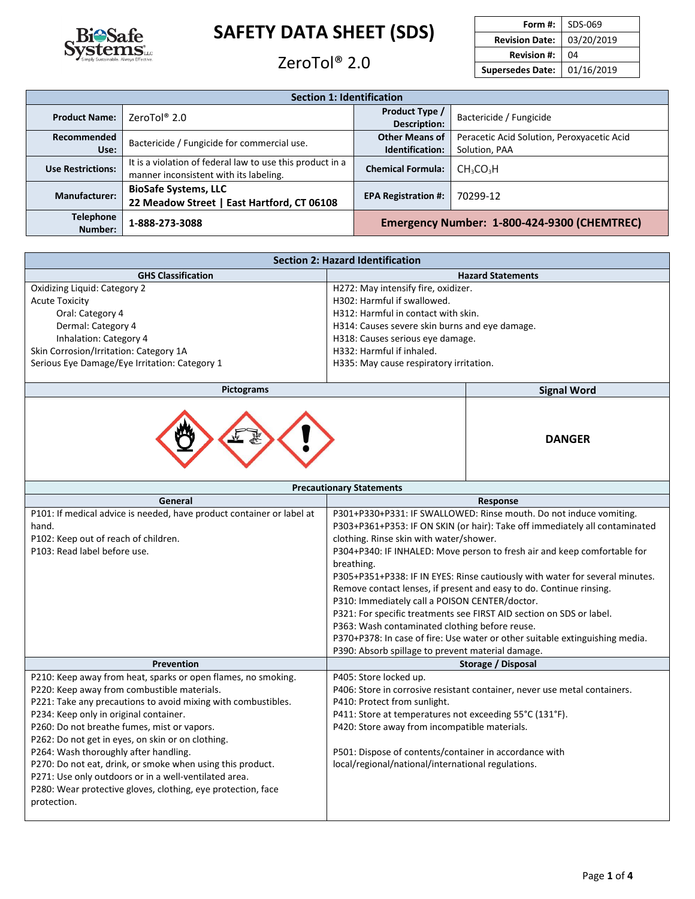# SAFETY DATA SHEET (SDS)

## ZeroTol® 2.0

| Form #: | SDS-069 |
| --- | --- |
| Revision Date: | 03/20/2019 |
| Revision #: | 04 |
| Supersedes Date: | 01/16/2019 |

## Section 1: Identification

| | | | |
| --- | --- | --- | --- |
| **Product Name:** | ZeroTol® 2.0 | **Product Type / Description:** | Bactericide / Fungicide |
| **Recommended Use:** | Bactericide / Fungicide for commercial use. | **Other Means of Identification:** | Peracetic Acid Solution, Peroxyacetic Acid Solution, PAA |
| **Use Restrictions:** | It is a violation of federal law to use this product in a manner inconsistent with its labeling. | **Chemical Formula:** | $CH_3CO_3H$ |
| **Manufacturer:** | **BioSafe Systems, LLC 22 Meadow Street \| East Hartford, CT 06108** | **EPA Registration #:** | 70299-12 |
| **Telephone Number:** | **1-888-273-3088** | **Emergency Number: 1-800-424-9300 (CHEMTREC)** | |

## Section 2: Hazard Identification

| GHS Classification | Hazard Statements |
| --- | --- |
| Oxidizing Liquid: Category 2<br>Acute Toxicity<br>Oral: Category 4<br>Dermal: Category 4<br>Inhalation: Category 4<br>Skin Corrosion/Irritation: Category 1A<br>Serious Eye Damage/Eye Irritation: Category 1 | H272: May intensify fire, oxidizer.<br>H302: Harmful if swallowed.<br>H312: Harmful in contact with skin.<br>H314: Causes severe skin burns and eye damage.<br>H318: Causes serious eye damage.<br>H332: Harmful if inhaled.<br>H335: May cause respiratory irritation. |

**Pictograms**

**Signal Word:** **DANGER**

### Precautionary Statements

| General | Response |
| --- | --- |
| P101: If medical advice is needed, have product container or label at hand.<br>P102: Keep out of reach of children.<br>P103: Read label before use. | P301+P330+P331: IF SWALLOWED: Rinse mouth. Do not induce vomiting.<br>P303+P361+P353: IF ON SKIN (or hair): Take off immediately all contaminated clothing. Rinse skin with water/shower.<br>P304+P340: IF INHALED: Move person to fresh air and keep comfortable for breathing.<br>P305+P351+P338: IF IN EYES: Rinse cautiously with water for several minutes. Remove contact lenses, if present and easy to do. Continue rinsing.<br>P310: Immediately call a POISON CENTER/doctor.<br>P321: For specific treatments see FIRST AID section on SDS or label.<br>P363: Wash contaminated clothing before reuse.<br>P370+P378: In case of fire: Use water or other suitable extinguishing media.<br>P390: Absorb spillage to prevent material damage. |

| Prevention | Storage / Disposal |
| --- | --- |
| P210: Keep away from heat, sparks or open flames, no smoking.<br>P220: Keep away from combustible materials.<br>P221: Take any precautions to avoid mixing with combustibles.<br>P234: Keep only in original container.<br>P260: Do not breathe fumes, mist or vapors.<br>P262: Do not get in eyes, on skin or on clothing.<br>P264: Wash thoroughly after handling.<br>P270: Do not eat, drink, or smoke when using this product.<br>P271: Use only outdoors or in a well-ventilated area.<br>P280: Wear protective gloves, clothing, eye protection, face protection. | P405: Store locked up.<br>P406: Store in corrosive resistant container, never use metal containers.<br>P410: Protect from sunlight.<br>P411: Store at temperatures not exceeding 55°C (131°F).<br>P420: Store away from incompatible materials.<br><br>P501: Dispose of contents/container in accordance with local/regional/national/international regulations. |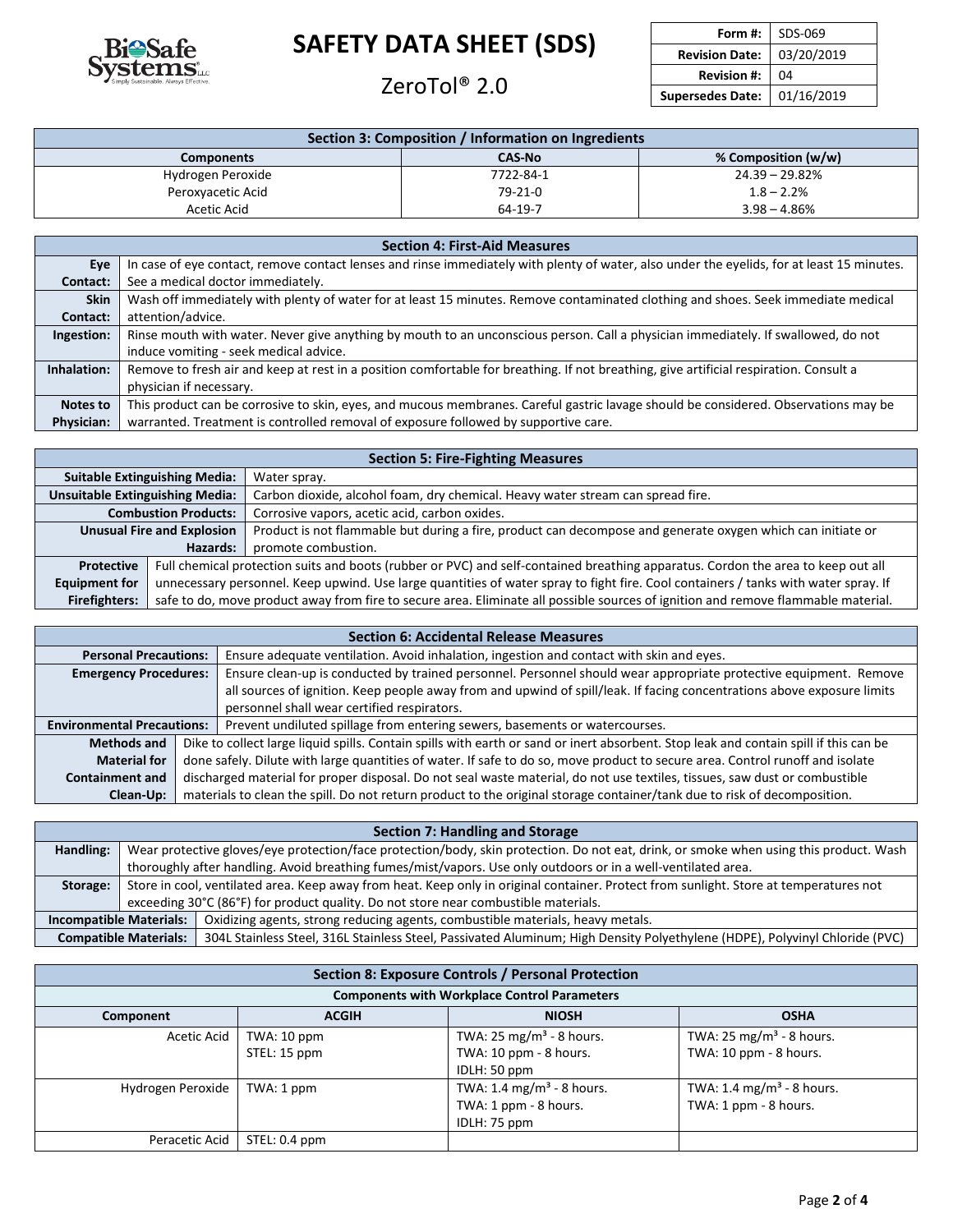# SAFETY DATA SHEET (SDS)

## ZeroTol® 2.0

| Form #: | SDS-069 |
|---|---|
| Revision Date: | 03/20/2019 |
| Revision #: | 04 |
| Supersedes Date: | 01/16/2019 |

## Section 3: Composition / Information on Ingredients

| Components | CAS-No | % Composition (w/w) |
|---|---|---|
| Hydrogen Peroxide | 7722-84-1 | 24.39 – 29.82% |
| Peroxyacetic Acid | 79-21-0 | 1.8 – 2.2% |
| Acetic Acid | 64-19-7 | 3.98 – 4.86% |

## Section 4: First-Aid Measures

| | |
|---|---|
| **Eye Contact:** | In case of eye contact, remove contact lenses and rinse immediately with plenty of water, also under the eyelids, for at least 15 minutes. See a medical doctor immediately. |
| **Skin Contact:** | Wash off immediately with plenty of water for at least 15 minutes. Remove contaminated clothing and shoes. Seek immediate medical attention/advice. |
| **Ingestion:** | Rinse mouth with water. Never give anything by mouth to an unconscious person. Call a physician immediately. If swallowed, do not induce vomiting - seek medical advice. |
| **Inhalation:** | Remove to fresh air and keep at rest in a position comfortable for breathing. If not breathing, give artificial respiration. Consult a physician if necessary. |
| **Notes to Physician:** | This product can be corrosive to skin, eyes, and mucous membranes. Careful gastric lavage should be considered. Observations may be warranted. Treatment is controlled removal of exposure followed by supportive care. |

## Section 5: Fire-Fighting Measures

| | |
|---|---|
| **Suitable Extinguishing Media:** | Water spray. |
| **Unsuitable Extinguishing Media:** | Carbon dioxide, alcohol foam, dry chemical. Heavy water stream can spread fire. |
| **Combustion Products:** | Corrosive vapors, acetic acid, carbon oxides. |
| **Unusual Fire and Explosion Hazards:** | Product is not flammable but during a fire, product can decompose and generate oxygen which can initiate or promote combustion. |
| **Protective Equipment for Firefighters:** | Full chemical protection suits and boots (rubber or PVC) and self-contained breathing apparatus. Cordon the area to keep out all unnecessary personnel. Keep upwind. Use large quantities of water spray to fight fire. Cool containers / tanks with water spray. If safe to do so, move product away from fire to secure area. Eliminate all possible sources of ignition and remove flammable material. |

## Section 6: Accidental Release Measures

| | |
|---|---|
| **Personal Precautions:** | Ensure adequate ventilation. Avoid inhalation, ingestion and contact with skin and eyes. |
| **Emergency Procedures:** | Ensure clean-up is conducted by trained personnel. Personnel should wear appropriate protective equipment. Remove all sources of ignition. Keep people away from and upwind of spill/leak. If facing concentrations above exposure limits personnel shall wear certified respirators. |
| **Environmental Precautions:** | Prevent undiluted spillage from entering sewers, basements or watercourses. |
| **Methods and Material for Containment and Clean-Up:** | Dike to collect large liquid spills. Contain spills with earth or sand or inert absorbent. Stop leak and contain spill if this can be done safely. Dilute with large quantities of water. If safe to do so, move product to secure area. Control runoff and isolate discharged material for proper disposal. Do not seal waste material, do not use textiles, tissues, saw dust or combustible materials to clean the spill. Do not return product to the original storage container/tank due to risk of decomposition. |

## Section 7: Handling and Storage

| | |
|---|---|
| **Handling:** | Wear protective gloves/eye protection/face protection/body, skin protection. Do not eat, drink, or smoke when using this product. Wash thoroughly after handling. Avoid breathing fumes/mist/vapors. Use only outdoors or in a well-ventilated area. |
| **Storage:** | Store in cool, ventilated area. Keep away from heat. Keep only in original container. Protect from sunlight. Store at temperatures not exceeding 30°C (86°F) for product quality. Do not store near combustible materials. |
| **Incompatible Materials:** | Oxidizing agents, strong reducing agents, combustible materials, heavy metals. |
| **Compatible Materials:** | 304L Stainless Steel, 316L Stainless Steel, Passivated Aluminum; High Density Polyethylene (HDPE), Polyvinyl Chloride (PVC) |

## Section 8: Exposure Controls / Personal Protection

**Components with Workplace Control Parameters**

| Component | ACGIH | NIOSH | OSHA |
|---|---|---|---|
| Acetic Acid | TWA: 10 ppm<br>STEL: 15 ppm | TWA: 25 mg/m³ - 8 hours.<br>TWA: 10 ppm - 8 hours.<br>IDLH: 50 ppm | TWA: 25 mg/m³ - 8 hours.<br>TWA: 10 ppm - 8 hours. |
| Hydrogen Peroxide | TWA: 1 ppm | TWA: 1.4 mg/m³ - 8 hours.<br>TWA: 1 ppm - 8 hours.<br>IDLH: 75 ppm | TWA: 1.4 mg/m³ - 8 hours.<br>TWA: 1 ppm - 8 hours. |
| Peracetic Acid | STEL: 0.4 ppm | | |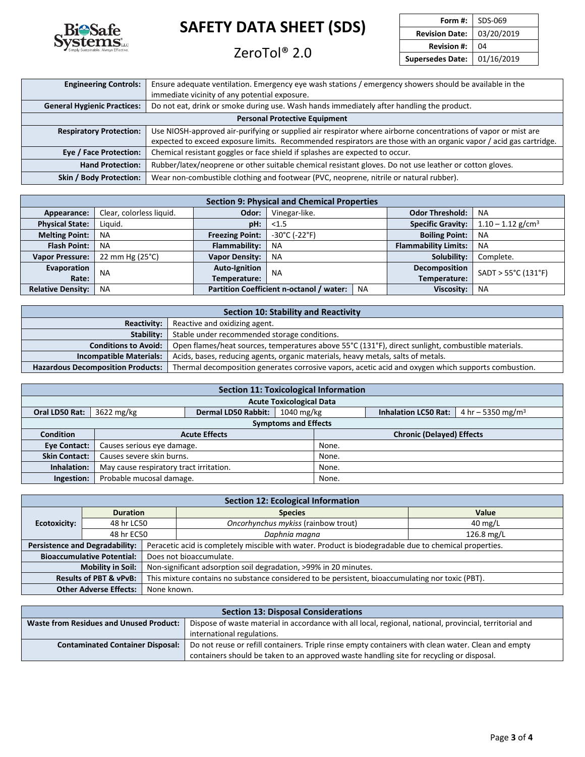| | |
|---|---|
| **Engineering Controls:** | Ensure adequate ventilation. Emergency eye wash stations / emergency showers should be available in the immediate vicinity of any potential exposure. |
| **General Hygienic Practices:** | Do not eat, drink or smoke during use. Wash hands immediately after handling the product. |
| **Personal Protective Equipment** | |
| **Respiratory Protection:** | Use NIOSH-approved air-purifying or supplied air respirator where airborne concentrations of vapor or mist are expected to exceed exposure limits. Recommended respirators are those with an organic vapor / acid gas cartridge. |
| **Eye / Face Protection:** | Chemical resistant goggles or face shield if splashes are expected to occur. |
| **Hand Protection:** | Rubber/latex/neoprene or other suitable chemical resistant gloves. Do not use leather or cotton gloves. |
| **Skin / Body Protection:** | Wear non-combustible clothing and footwear (PVC, neoprene, nitrile or natural rubber). |

## Section 9: Physical and Chemical Properties

| | | | | | |
|---|---|---|---|---|---|
| **Appearance:** | Clear, colorless liquid. | **Odor:** | Vinegar-like. | **Odor Threshold:** | NA |
| **Physical State:** | Liquid. | **pH:** | <1.5 | **Specific Gravity:** | 1.10 – 1.12 g/cm³ |
| **Melting Point:** | NA | **Freezing Point:** | -30°C (-22°F) | **Boiling Point:** | NA |
| **Flash Point:** | NA | **Flammability:** | NA | **Flammability Limits:** | NA |
| **Vapor Pressure:** | 22 mm Hg (25°C) | **Vapor Density:** | NA | **Solubility:** | Complete. |
| **Evaporation Rate:** | NA | **Auto-Ignition Temperature:** | NA | **Decomposition Temperature:** | SADT > 55°C (131°F) |
| **Relative Density:** | NA | **Partition Coefficient n-octanol / water:** | NA | **Viscosity:** | NA |

## Section 10: Stability and Reactivity

| | |
|---|---|
| **Reactivity:** | Reactive and oxidizing agent. |
| **Stability:** | Stable under recommended storage conditions. |
| **Conditions to Avoid:** | Open flames/heat sources, temperatures above 55°C (131°F), direct sunlight, combustible materials. |
| **Incompatible Materials:** | Acids, bases, reducing agents, organic materials, heavy metals, salts of metals. |
| **Hazardous Decomposition Products:** | Thermal decomposition generates corrosive vapors, acetic acid and oxygen which supports combustion. |

## Section 11: Toxicological Information

**Acute Toxicological Data**

| | | | | | |
|---|---|---|---|---|---|
| **Oral LD50 Rat:** | 3622 mg/kg | **Dermal LD50 Rabbit:** | 1040 mg/kg | **Inhalation LC50 Rat:** | 4 hr – 5350 mg/m³ |

**Symptoms and Effects**

| Condition | Acute Effects | Chronic (Delayed) Effects |
|---|---|---|
| **Eye Contact:** | Causes serious eye damage. | None. |
| **Skin Contact:** | Causes severe skin burns. | None. |
| **Inhalation:** | May cause respiratory tract irritation. | None. |
| **Ingestion:** | Probable mucosal damage. | None. |

## Section 12: Ecological Information

| | Duration | Species | Value |
|---|---|---|---|
| **Ecotoxicity:** | 48 hr LC50 | *Oncorhynchus mykiss* (rainbow trout) | 40 mg/L |
| | 48 hr EC50 | *Daphnia magna* | 126.8 mg/L |

| | |
|---|---|
| **Persistence and Degradability:** | Peracetic acid is completely miscible with water. Product is biodegradable due to chemical properties. |
| **Bioaccumulative Potential:** | Does not bioaccumulate. |
| **Mobility in Soil:** | Non-significant adsorption soil degradation, >99% in 20 minutes. |
| **Results of PBT & vPvB:** | This mixture contains no substance considered to be persistent, bioaccumulating nor toxic (PBT). |
| **Other Adverse Effects:** | None known. |

## Section 13: Disposal Considerations

| | |
|---|---|
| **Waste from Residues and Unused Product:** | Dispose of waste material in accordance with all local, regional, national, provincial, territorial and international regulations. |
| **Contaminated Container Disposal:** | Do not reuse or refill containers. Triple rinse empty containers with clean water. Clean and empty containers should be taken to an approved waste handling site for recycling or disposal. |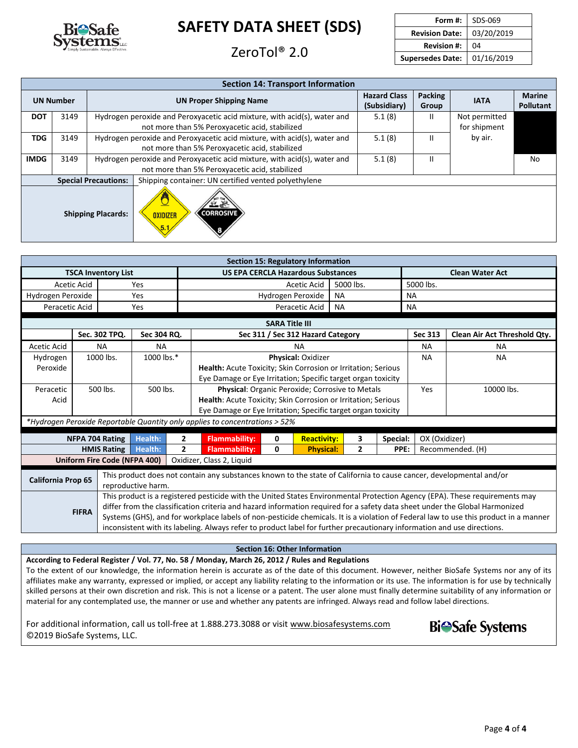# SAFETY DATA SHEET (SDS)

## ZeroTol® 2.0

| Form #: | SDS-069 |
|---|---|
| Revision Date: | 03/20/2019 |
| Revision #: | 04 |
| Supersedes Date: | 01/16/2019 |

## Section 14: Transport Information

| UN Number | | UN Proper Shipping Name | Hazard Class (Subsidiary) | Packing Group | IATA | Marine Pollutant |
|---|---|---|---|---|---|---|
| DOT | 3149 | Hydrogen peroxide and Peroxyacetic acid mixture, with acid(s), water and not more than 5% Peroxyacetic acid, stabilized | 5.1 (8) | II | Not permitted for shipment by air. | |
| TDG | 3149 | Hydrogen peroxide and Peroxyacetic acid mixture, with acid(s), water and not more than 5% Peroxyacetic acid, stabilized | 5.1 (8) | II | | |
| IMDG | 3149 | Hydrogen peroxide and Peroxyacetic acid mixture, with acid(s), water and not more than 5% Peroxyacetic acid, stabilized | 5.1 (8) | II | | No |

**Special Precautions:** Shipping container: UN certified vented polyethylene

**Shipping Placards:** OXIDIZER 5.1; CORROSIVE 8

## Section 15: Regulatory Information

| TSCA Inventory List | | US EPA CERCLA Hazardous Substances | | Clean Water Act |
|---|---|---|---|---|
| Acetic Acid | Yes | Acetic Acid | 5000 lbs. | 5000 lbs. |
| Hydrogen Peroxide | Yes | Hydrogen Peroxide | NA | NA |
| Peracetic Acid | Yes | Peracetic Acid | NA | NA |

### SARA Title III

| | Sec. 302 TPQ. | Sec 304 RQ. | Sec 311 / Sec 312 Hazard Category | Sec 313 | Clean Air Act Threshold Qty. |
|---|---|---|---|---|---|
| Acetic Acid | NA | NA | NA | NA | NA |
| Hydrogen Peroxide | 1000 lbs. | 1000 lbs.* | **Physical:** Oxidizer **Health:** Acute Toxicity; Skin Corrosion or Irritation; Serious Eye Damage or Eye Irritation; Specific target organ toxicity | NA | NA |
| Peracetic Acid | 500 lbs. | 500 lbs. | **Physical**: Organic Peroxide; Corrosive to Metals **Health**: Acute Toxicity; Skin Corrosion or Irritation; Serious Eye Damage or Eye Irritation; Specific target organ toxicity | Yes | 10000 lbs. |

*\*Hydrogen Peroxide Reportable Quantity only applies to concentrations > 52%*

| | | | | | | | | |
|---|---|---|---|---|---|---|---|---|
| **NFPA 704 Rating** | Health: | 2 | Flammability: | 0 | Reactivity: | 3 | Special: | OX (Oxidizer) |
| **HMIS Rating** | Health: | 2 | Flammability: | 0 | Physical: | 2 | PPE: | Recommended. (H) |

**Uniform Fire Code (NFPA 400)**: Oxidizer, Class 2, Liquid

**California Prop 65**: This product does not contain any substances known to the state of California to cause cancer, developmental and/or reproductive harm.

**FIFRA**: This product is a registered pesticide with the United States Environmental Protection Agency (EPA). These requirements may differ from the classification criteria and hazard information required for a safety data sheet under the Global Harmonized Systems (GHS), and for workplace labels of non-pesticide chemicals. It is a violation of Federal law to use this product in a manner inconsistent with its labeling. Always refer to product label for further precautionary information and use directions.

## Section 16: Other Information

**According to Federal Register / Vol. 77, No. 58 / Monday, March 26, 2012 / Rules and Regulations**

To the extent of our knowledge, the information herein is accurate as of the date of this document. However, neither BioSafe Systems nor any of its affiliates make any warranty, expressed or implied, or accept any liability relating to the information or its use. The information is for use by technically skilled persons at their own discretion and risk. This is not a license or a patent. The user alone must finally determine suitability of any information or material for any contemplated use, the manner or use and whether any patents are infringed. Always read and follow label directions.

For additional information, call us toll-free at 1.888.273.3088 or visit www.biosafesystems.com
©2019 BioSafe Systems, LLC.